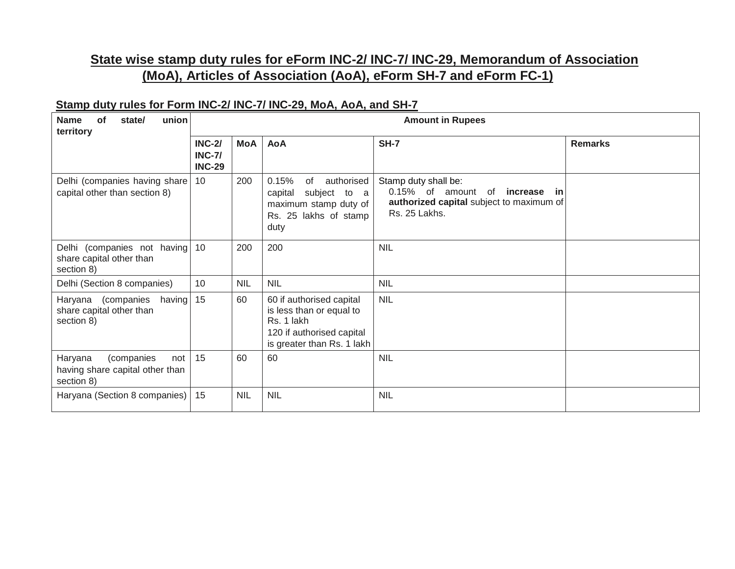# State wise stamp duty rules for eForm INC-2/ INC-7/ INC-29, Memorandum of Association (MoA), Articles of Association (AoA), eForm SH-7 and eForm FC-1)

## Stamp duty rules for Form INC-2/ INC-7/ INC-29, MoA, AoA, and SH-7

| Name of state/ union territory | Amount in Rupees | | | | |
|---|---|---|---|---|---|
| | **INC-2/ INC-7/ INC-29** | **MoA** | **AoA** | **SH-7** | **Remarks** |
| Delhi (companies having share capital other than section 8) | 10 | 200 | 0.15% of authorised capital subject to a maximum stamp duty of Rs. 25 lakhs of stamp duty | Stamp duty shall be: 0.15% of amount of **increase in authorized capital** subject to maximum of Rs. 25 Lakhs. | |
| Delhi (companies not having share capital other than section 8) | 10 | 200 | 200 | NIL | |
| Delhi (Section 8 companies) | 10 | NIL | NIL | NIL | |
| Haryana (companies having share capital other than section 8) | 15 | 60 | 60 if authorised capital is less than or equal to Rs. 1 lakh<br>120 if authorised capital is greater than Rs. 1 lakh | NIL | |
| Haryana (companies not having share capital other than section 8) | 15 | 60 | 60 | NIL | |
| Haryana (Section 8 companies) | 15 | NIL | NIL | NIL | |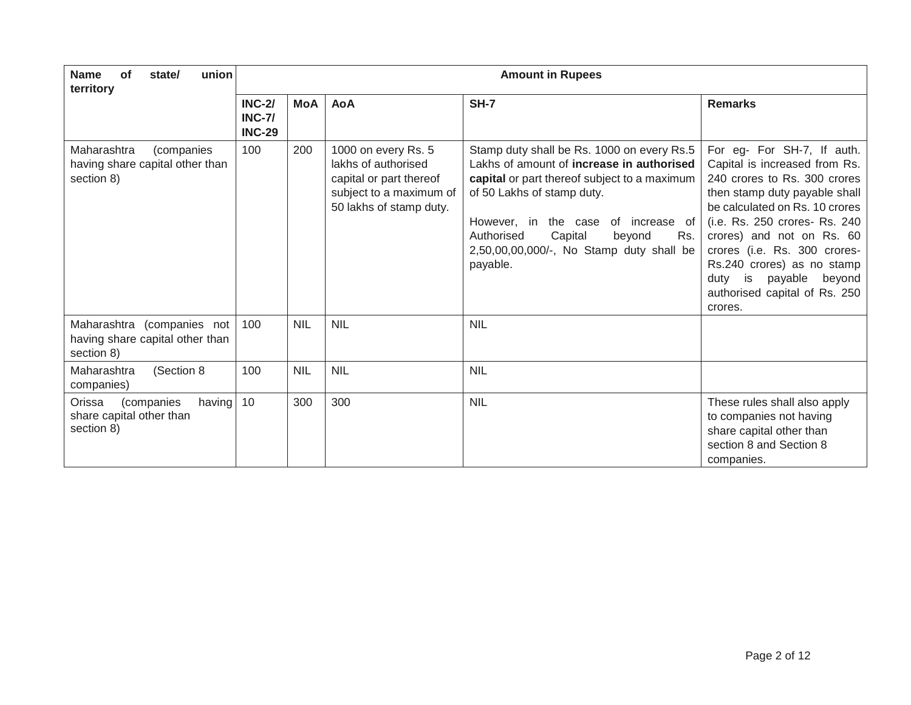| Name of state/ union territory | Amount in Rupees | | | | |
|---|---|---|---|---|---|
| | **INC-2/ INC-7/ INC-29** | **MoA** | **AoA** | **SH-7** | **Remarks** |
| Maharashtra (companies having share capital other than section 8) | 100 | 200 | 1000 on every Rs. 5 lakhs of authorised capital or part thereof subject to a maximum of 50 lakhs of stamp duty. | Stamp duty shall be Rs. 1000 on every Rs.5 Lakhs of amount of **increase in authorised capital** or part thereof subject to a maximum of 50 Lakhs of stamp duty.<br><br>However, in the case of increase of Authorised Capital beyond Rs. 2,50,00,00,000/-, No Stamp duty shall be payable. | For eg- For SH-7, If auth. Capital is increased from Rs. 240 crores to Rs. 300 crores then stamp duty payable shall be calculated on Rs. 10 crores (i.e. Rs. 250 crores- Rs. 240 crores) and not on Rs. 60 crores (i.e. Rs. 300 crores- Rs.240 crores) as no stamp duty is payable beyond authorised capital of Rs. 250 crores. |
| Maharashtra (companies not having share capital other than section 8) | 100 | NIL | NIL | NIL | |
| Maharashtra (Section 8 companies) | 100 | NIL | NIL | NIL | |
| Orissa (companies having share capital other than section 8) | 10 | 300 | 300 | NIL | These rules shall also apply to companies not having share capital other than section 8 and Section 8 companies. |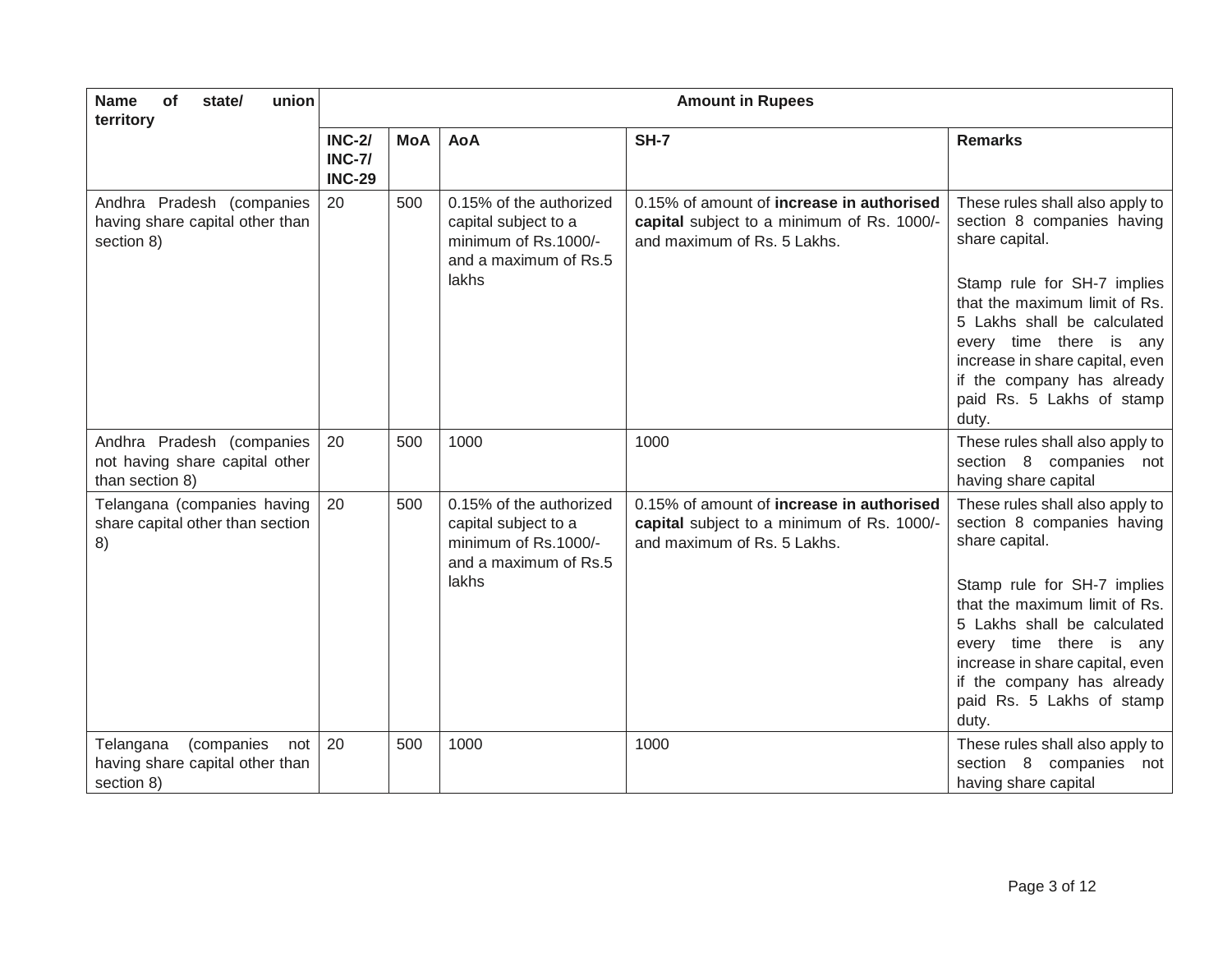| Name of state/ union territory | Amount in Rupees | | | | |
|---|---|---|---|---|---|
| | INC-2/ INC-7/ INC-29 | MoA | AoA | SH-7 | Remarks |
| Andhra Pradesh (companies having share capital other than section 8) | 20 | 500 | 0.15% of the authorized capital subject to a minimum of Rs.1000/- and a maximum of Rs.5 lakhs | 0.15% of amount of **increase in authorised capital** subject to a minimum of Rs. 1000/- and maximum of Rs. 5 Lakhs. | These rules shall also apply to section 8 companies having share capital.<br><br>Stamp rule for SH-7 implies that the maximum limit of Rs. 5 Lakhs shall be calculated every time there is any increase in share capital, even if the company has already paid Rs. 5 Lakhs of stamp duty. |
| Andhra Pradesh (companies not having share capital other than section 8) | 20 | 500 | 1000 | 1000 | These rules shall also apply to section 8 companies not having share capital |
| Telangana (companies having share capital other than section 8) | 20 | 500 | 0.15% of the authorized capital subject to a minimum of Rs.1000/- and a maximum of Rs.5 lakhs | 0.15% of amount of **increase in authorised capital** subject to a minimum of Rs. 1000/- and maximum of Rs. 5 Lakhs. | These rules shall also apply to section 8 companies having share capital.<br><br>Stamp rule for SH-7 implies that the maximum limit of Rs. 5 Lakhs shall be calculated every time there is any increase in share capital, even if the company has already paid Rs. 5 Lakhs of stamp duty. |
| Telangana (companies not having share capital other than section 8) | 20 | 500 | 1000 | 1000 | These rules shall also apply to section 8 companies not having share capital |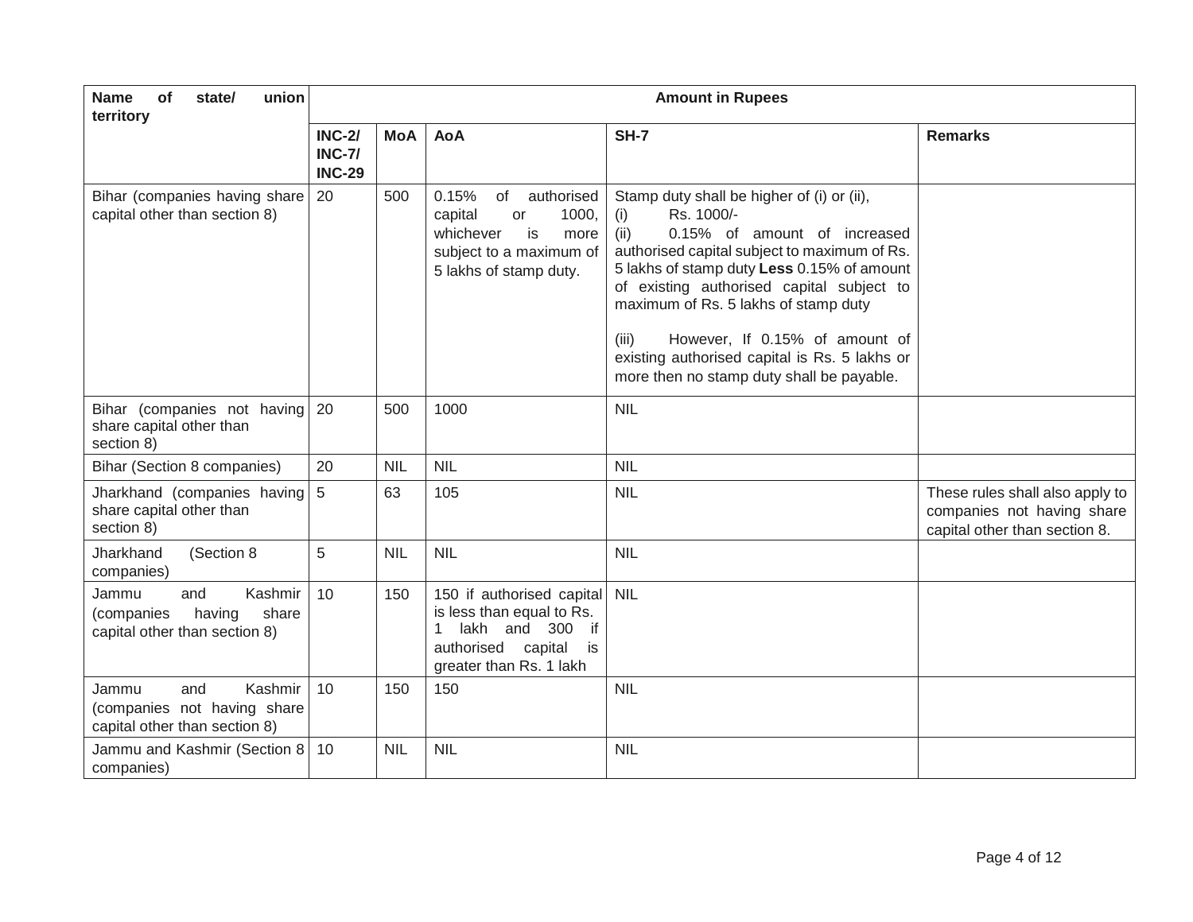| Name of state/ union territory | Amount in Rupees | | | | |
|---|---|---|---|---|---|
| | INC-2/ INC-7/ INC-29 | MoA | AoA | SH-7 | Remarks |
| Bihar (companies having share capital other than section 8) | 20 | 500 | 0.15% of authorised capital or 1000, whichever is more subject to a maximum of 5 lakhs of stamp duty. | Stamp duty shall be higher of (i) or (ii),<br>(i) Rs. 1000/-<br>(ii) 0.15% of amount of increased authorised capital subject to maximum of Rs. 5 lakhs of stamp duty **Less** 0.15% of amount of existing authorised capital subject to maximum of Rs. 5 lakhs of stamp duty<br><br>(iii) However, If 0.15% of amount of existing authorised capital is Rs. 5 lakhs or more then no stamp duty shall be payable. | |
| Bihar (companies not having share capital other than section 8) | 20 | 500 | 1000 | NIL | |
| Bihar (Section 8 companies) | 20 | NIL | NIL | NIL | |
| Jharkhand (companies having share capital other than section 8) | 5 | 63 | 105 | NIL | These rules shall also apply to companies not having share capital other than section 8. |
| Jharkhand (Section 8 companies) | 5 | NIL | NIL | NIL | |
| Jammu and Kashmir (companies having share capital other than section 8) | 10 | 150 | 150 if authorised capital is less than equal to Rs. 1 lakh and 300 if authorised capital is greater than Rs. 1 lakh | NIL | |
| Jammu and Kashmir (companies not having share capital other than section 8) | 10 | 150 | 150 | NIL | |
| Jammu and Kashmir (Section 8 companies) | 10 | NIL | NIL | NIL | |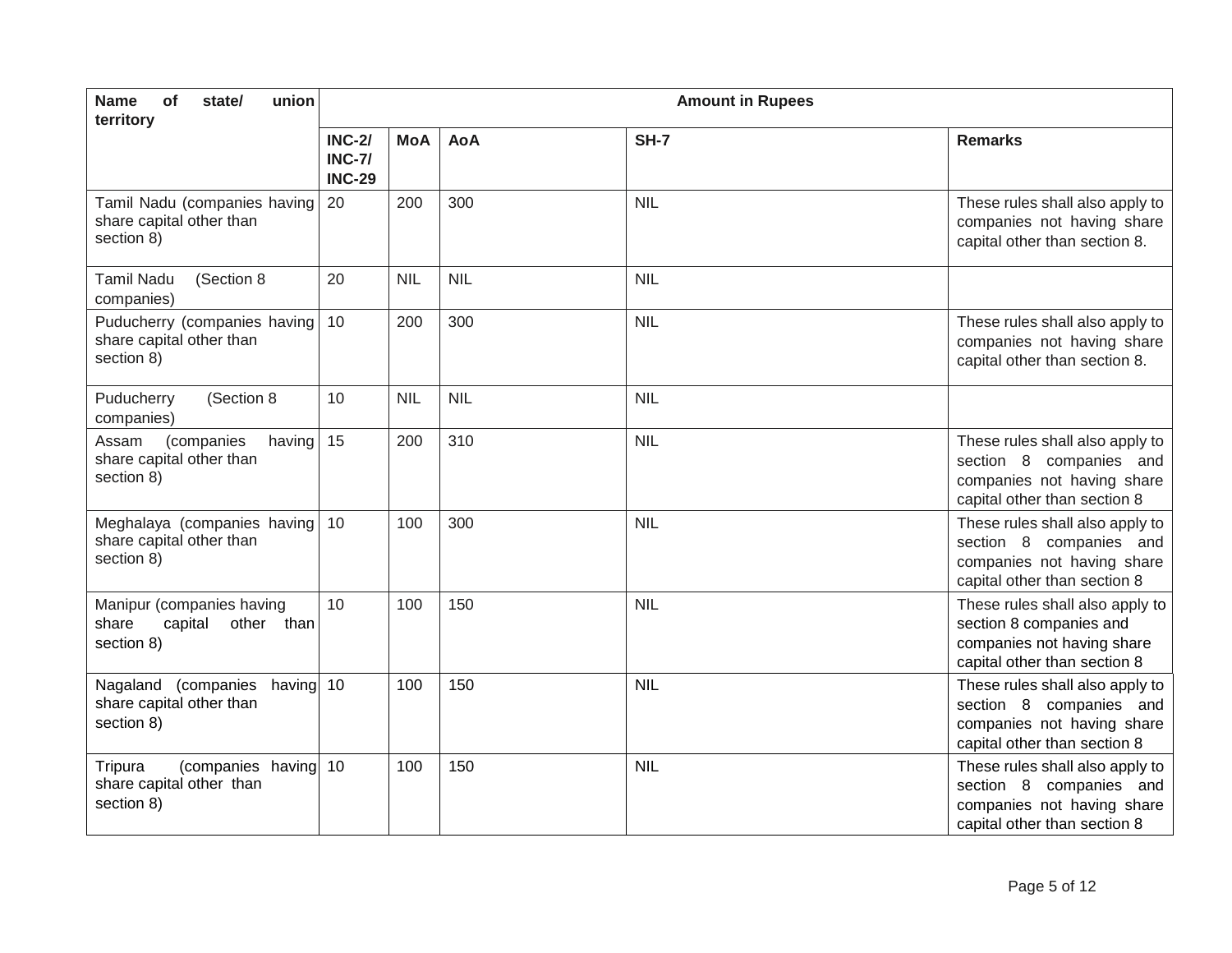| Name of state/ union territory | Amount in Rupees | | | | |
|---|---|---|---|---|---|
| | INC-2/ INC-7/ INC-29 | MoA | AoA | SH-7 | Remarks |
| Tamil Nadu (companies having share capital other than section 8) | 20 | 200 | 300 | NIL | These rules shall also apply to companies not having share capital other than section 8. |
| Tamil Nadu (Section 8 companies) | 20 | NIL | NIL | NIL | |
| Puducherry (companies having share capital other than section 8) | 10 | 200 | 300 | NIL | These rules shall also apply to companies not having share capital other than section 8. |
| Puducherry (Section 8 companies) | 10 | NIL | NIL | NIL | |
| Assam (companies having share capital other than section 8) | 15 | 200 | 310 | NIL | These rules shall also apply to section 8 companies and companies not having share capital other than section 8 |
| Meghalaya (companies having share capital other than section 8) | 10 | 100 | 300 | NIL | These rules shall also apply to section 8 companies and companies not having share capital other than section 8 |
| Manipur (companies having share capital other than section 8) | 10 | 100 | 150 | NIL | These rules shall also apply to section 8 companies and companies not having share capital other than section 8 |
| Nagaland (companies having share capital other than section 8) | 10 | 100 | 150 | NIL | These rules shall also apply to section 8 companies and companies not having share capital other than section 8 |
| Tripura (companies having share capital other than section 8) | 10 | 100 | 150 | NIL | These rules shall also apply to section 8 companies and companies not having share capital other than section 8 |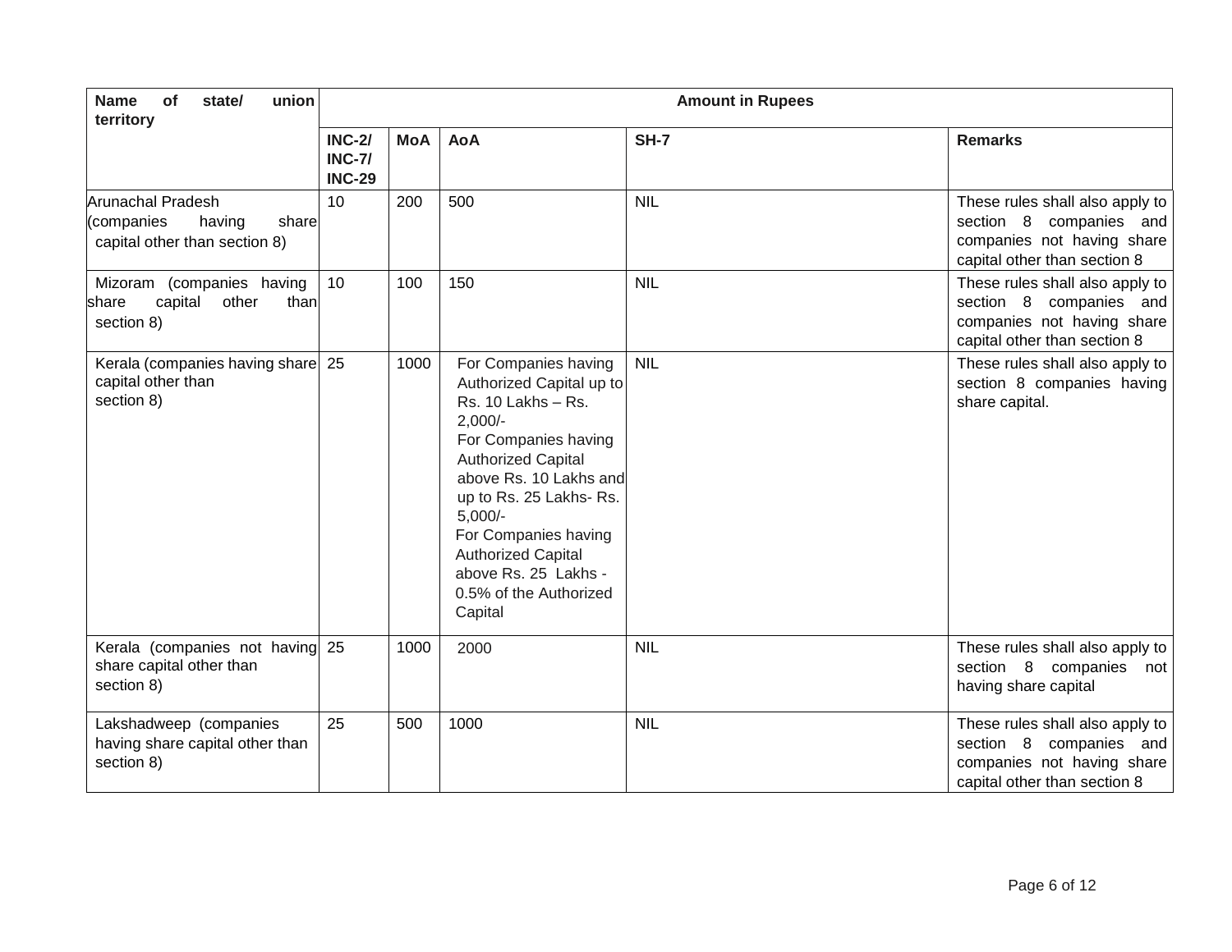| Name of state/ union territory | Amount in Rupees | | | | |
|---|---|---|---|---|---|
| | INC-2/ INC-7/ INC-29 | MoA | AoA | SH-7 | Remarks |
| Arunachal Pradesh (companies having share capital other than section 8) | 10 | 200 | 500 | NIL | These rules shall also apply to section 8 companies and companies not having share capital other than section 8 |
| Mizoram (companies having share capital other than section 8) | 10 | 100 | 150 | NIL | These rules shall also apply to section 8 companies and companies not having share capital other than section 8 |
| Kerala (companies having share capital other than section 8) | 25 | 1000 | For Companies having Authorized Capital up to Rs. 10 Lakhs – Rs. 2,000/- For Companies having Authorized Capital above Rs. 10 Lakhs and up to Rs. 25 Lakhs- Rs. 5,000/- For Companies having Authorized Capital above Rs. 25 Lakhs - 0.5% of the Authorized Capital | NIL | These rules shall also apply to section 8 companies having share capital. |
| Kerala (companies not having share capital other than section 8) | 25 | 1000 | 2000 | NIL | These rules shall also apply to section 8 companies not having share capital |
| Lakshadweep (companies having share capital other than section 8) | 25 | 500 | 1000 | NIL | These rules shall also apply to section 8 companies and companies not having share capital other than section 8 |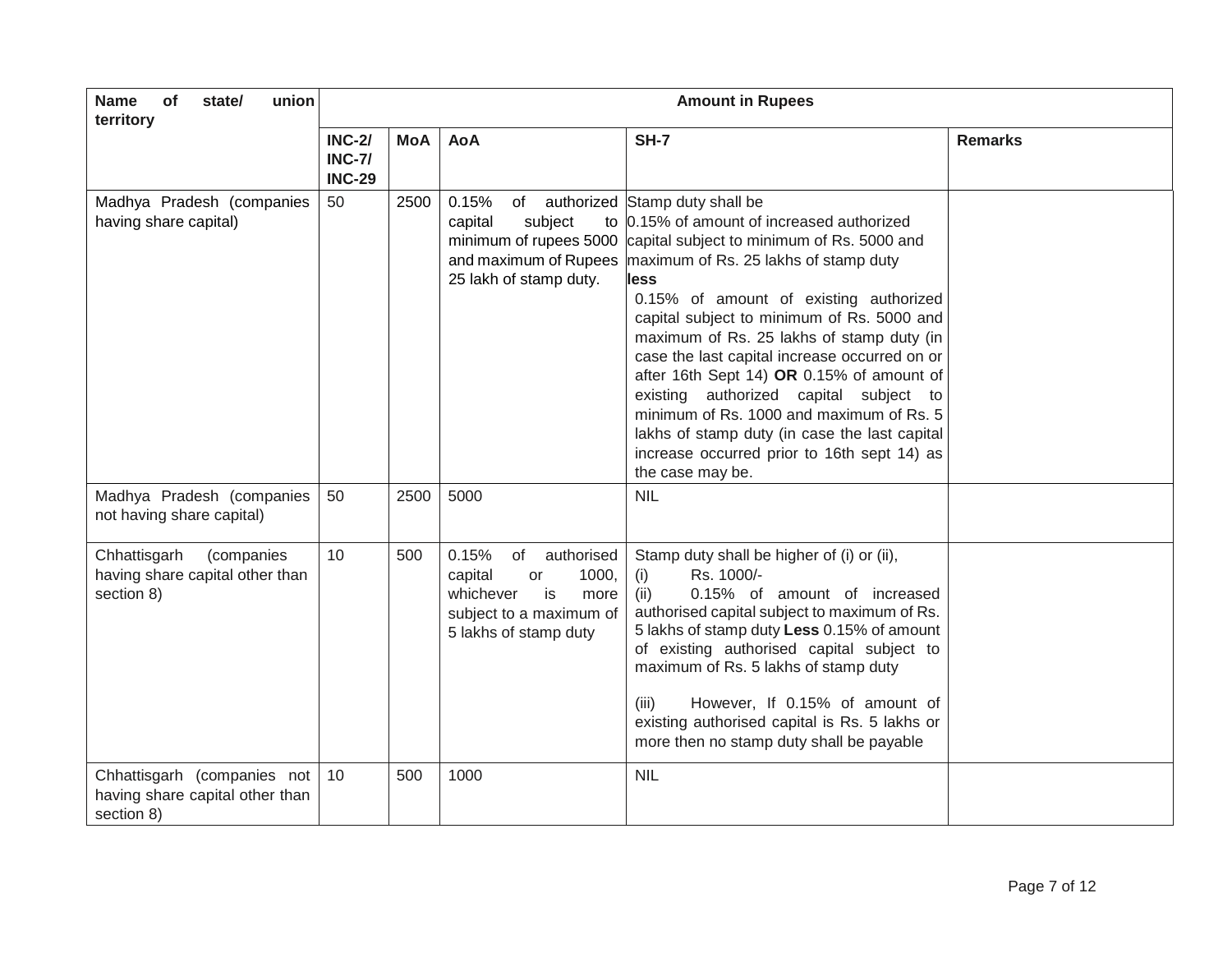| Name of state/ union territory | Amount in Rupees | | | | |
|---|---|---|---|---|---|
| | **INC-2/ INC-7/ INC-29** | **MoA** | **AoA** | **SH-7** | **Remarks** |
| Madhya Pradesh (companies having share capital) | 50 | 2500 | 0.15% of authorized capital subject to minimum of rupees 5000 and maximum of Rupees 25 lakh of stamp duty. | Stamp duty shall be 0.15% of amount of increased authorized capital subject to minimum of Rs. 5000 and maximum of Rs. 25 lakhs of stamp duty **less** 0.15% of amount of existing authorized capital subject to minimum of Rs. 5000 and maximum of Rs. 25 lakhs of stamp duty (in case the last capital increase occurred on or after 16th Sept 14) **OR** 0.15% of amount of existing authorized capital subject to minimum of Rs. 1000 and maximum of Rs. 5 lakhs of stamp duty (in case the last capital increase occurred prior to 16th sept 14) as the case may be. | |
| Madhya Pradesh (companies not having share capital) | 50 | 2500 | 5000 | NIL | |
| Chhattisgarh (companies having share capital other than section 8) | 10 | 500 | 0.15% of authorised capital or 1000, whichever is more subject to a maximum of 5 lakhs of stamp duty | Stamp duty shall be higher of (i) or (ii),<br>(i) Rs. 1000/-<br>(ii) 0.15% of amount of increased authorised capital subject to maximum of Rs. 5 lakhs of stamp duty **Less** 0.15% of amount of existing authorised capital subject to maximum of Rs. 5 lakhs of stamp duty<br><br>(iii) However, If 0.15% of amount of existing authorised capital is Rs. 5 lakhs or more then no stamp duty shall be payable | |
| Chhattisgarh (companies not having share capital other than section 8) | 10 | 500 | 1000 | NIL | |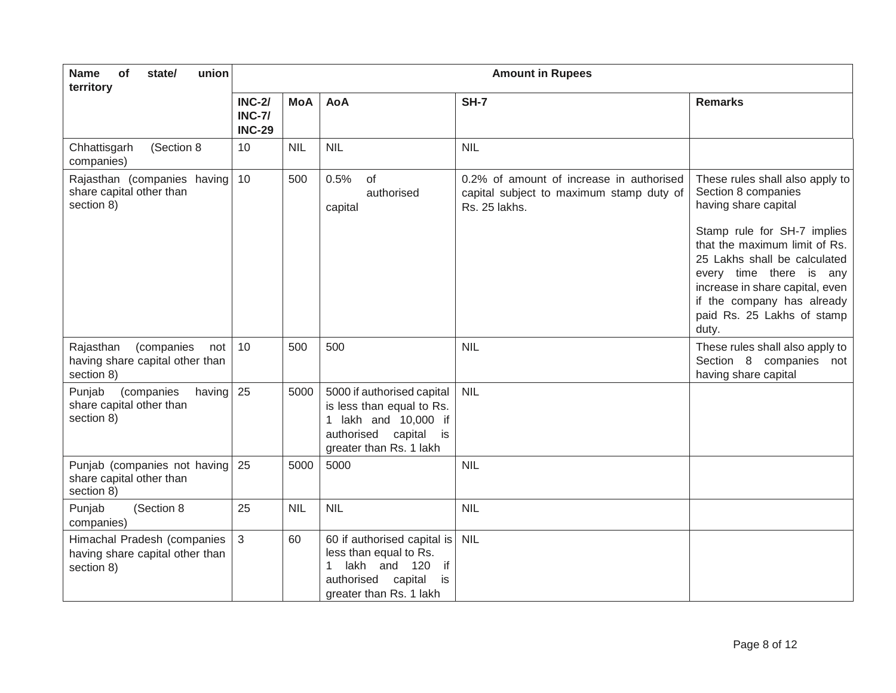| Name of state/ union territory | Amount in Rupees | | | | |
|---|---|---|---|---|---|
| | INC-2/ INC-7/ INC-29 | MoA | AoA | SH-7 | Remarks |
| Chhattisgarh (Section 8 companies) | 10 | NIL | NIL | NIL | |
| Rajasthan (companies having share capital other than section 8) | 10 | 500 | 0.5% of authorised capital | 0.2% of amount of increase in authorised capital subject to maximum stamp duty of Rs. 25 lakhs. | These rules shall also apply to Section 8 companies having share capital<br><br>Stamp rule for SH-7 implies that the maximum limit of Rs. 25 Lakhs shall be calculated every time there is any increase in share capital, even if the company has already paid Rs. 25 Lakhs of stamp duty. |
| Rajasthan (companies not having share capital other than section 8) | 10 | 500 | 500 | NIL | These rules shall also apply to Section 8 companies not having share capital |
| Punjab (companies having share capital other than section 8) | 25 | 5000 | 5000 if authorised capital is less than equal to Rs. 1 lakh and 10,000 if authorised capital is greater than Rs. 1 lakh | NIL | |
| Punjab (companies not having share capital other than section 8) | 25 | 5000 | 5000 | NIL | |
| Punjab (Section 8 companies) | 25 | NIL | NIL | NIL | |
| Himachal Pradesh (companies having share capital other than section 8) | 3 | 60 | 60 if authorised capital is less than equal to Rs. 1 lakh and 120 if authorised capital is greater than Rs. 1 lakh | NIL | |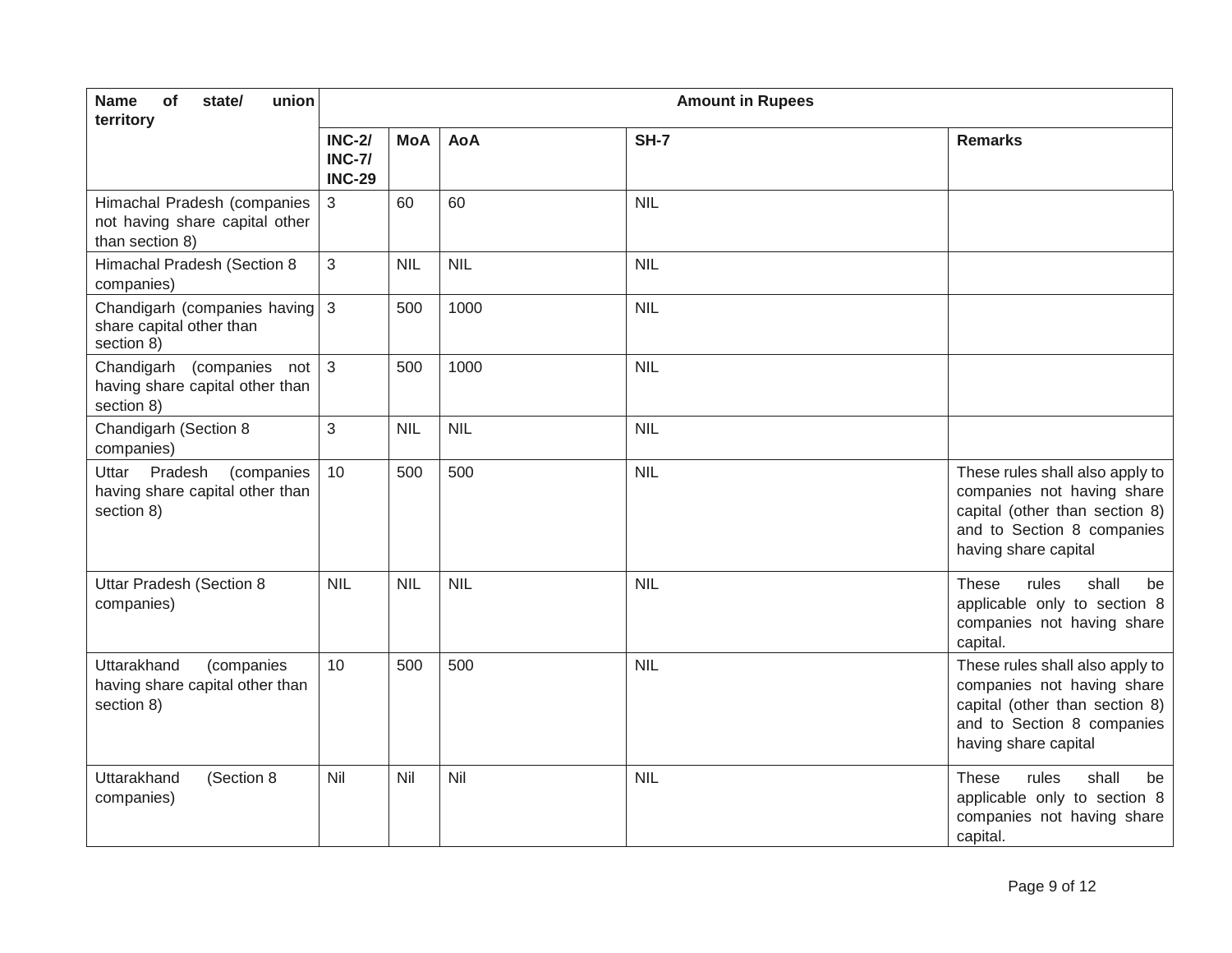| Name of state/ union territory | Amount in Rupees | | | | |
|---|---|---|---|---|---|
| | INC-2/ INC-7/ INC-29 | MoA | AoA | SH-7 | Remarks |
| Himachal Pradesh (companies not having share capital other than section 8) | 3 | 60 | 60 | NIL | |
| Himachal Pradesh (Section 8 companies) | 3 | NIL | NIL | NIL | |
| Chandigarh (companies having share capital other than section 8) | 3 | 500 | 1000 | NIL | |
| Chandigarh (companies not having share capital other than section 8) | 3 | 500 | 1000 | NIL | |
| Chandigarh (Section 8 companies) | 3 | NIL | NIL | NIL | |
| Uttar Pradesh (companies having share capital other than section 8) | 10 | 500 | 500 | NIL | These rules shall also apply to companies not having share capital (other than section 8) and to Section 8 companies having share capital |
| Uttar Pradesh (Section 8 companies) | NIL | NIL | NIL | NIL | These rules shall be applicable only to section 8 companies not having share capital. |
| Uttarakhand (companies having share capital other than section 8) | 10 | 500 | 500 | NIL | These rules shall also apply to companies not having share capital (other than section 8) and to Section 8 companies having share capital |
| Uttarakhand (Section 8 companies) | Nil | Nil | Nil | NIL | These rules shall be applicable only to section 8 companies not having share capital. |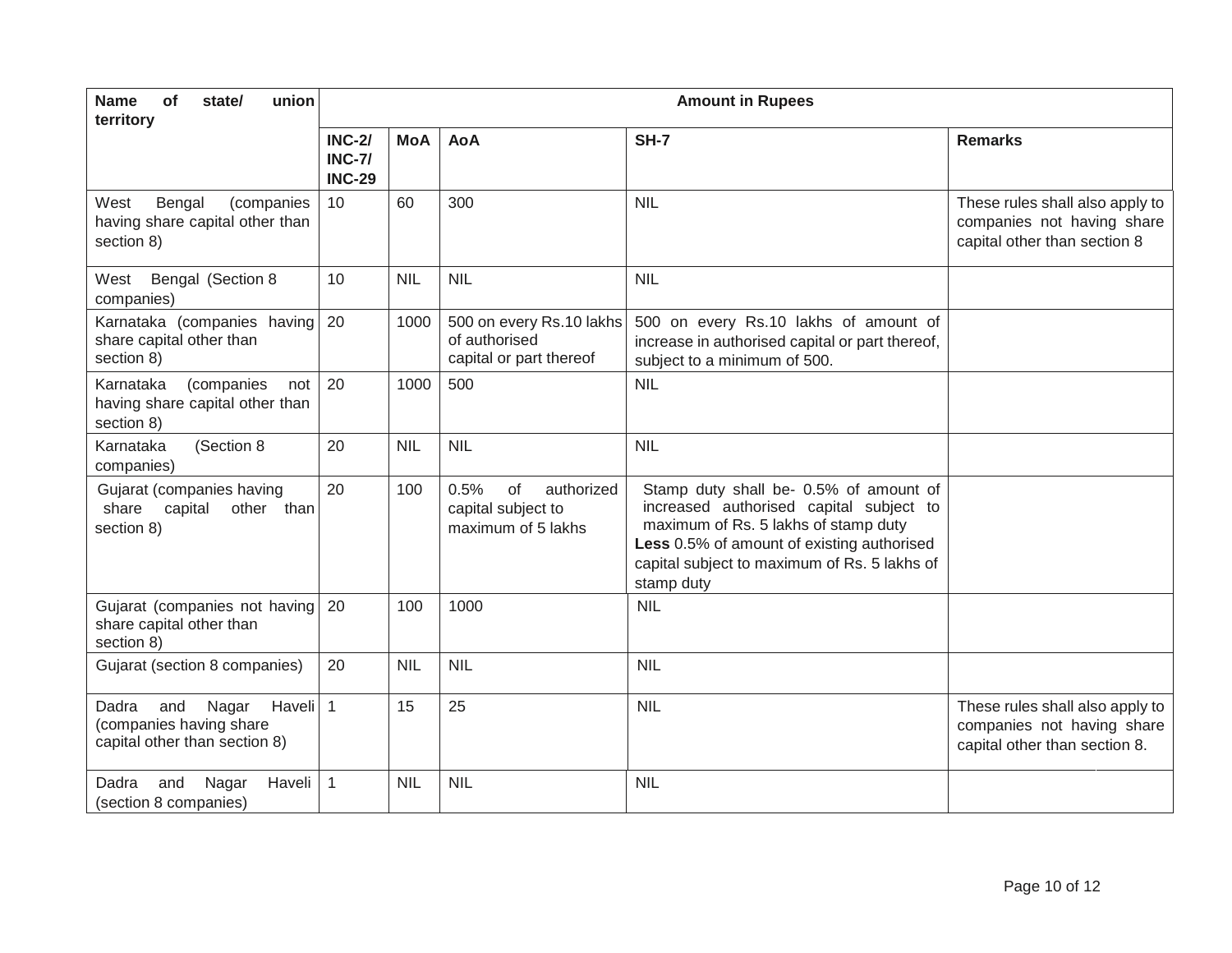| Name of state/ union territory | Amount in Rupees | | | | |
|---|---|---|---|---|---|
| | INC-2/ INC-7/ INC-29 | MoA | AoA | SH-7 | Remarks |
| West Bengal (companies having share capital other than section 8) | 10 | 60 | 300 | NIL | These rules shall also apply to companies not having share capital other than section 8 |
| West Bengal (Section 8 companies) | 10 | NIL | NIL | NIL | |
| Karnataka (companies having share capital other than section 8) | 20 | 1000 | 500 on every Rs.10 lakhs of authorised capital or part thereof | 500 on every Rs.10 lakhs of amount of increase in authorised capital or part thereof, subject to a minimum of 500. | |
| Karnataka (companies not having share capital other than section 8) | 20 | 1000 | 500 | NIL | |
| Karnataka (Section 8 companies) | 20 | NIL | NIL | NIL | |
| Gujarat (companies having share capital other than section 8) | 20 | 100 | 0.5% of authorized capital subject to maximum of 5 lakhs | Stamp duty shall be- 0.5% of amount of increased authorised capital subject to maximum of Rs. 5 lakhs of stamp duty **Less** 0.5% of amount of existing authorised capital subject to maximum of Rs. 5 lakhs of stamp duty | |
| Gujarat (companies not having share capital other than section 8) | 20 | 100 | 1000 | NIL | |
| Gujarat (section 8 companies) | 20 | NIL | NIL | NIL | |
| Dadra and Nagar Haveli (companies having share capital other than section 8) | 1 | 15 | 25 | NIL | These rules shall also apply to companies not having share capital other than section 8. |
| Dadra and Nagar Haveli (section 8 companies) | 1 | NIL | NIL | NIL | |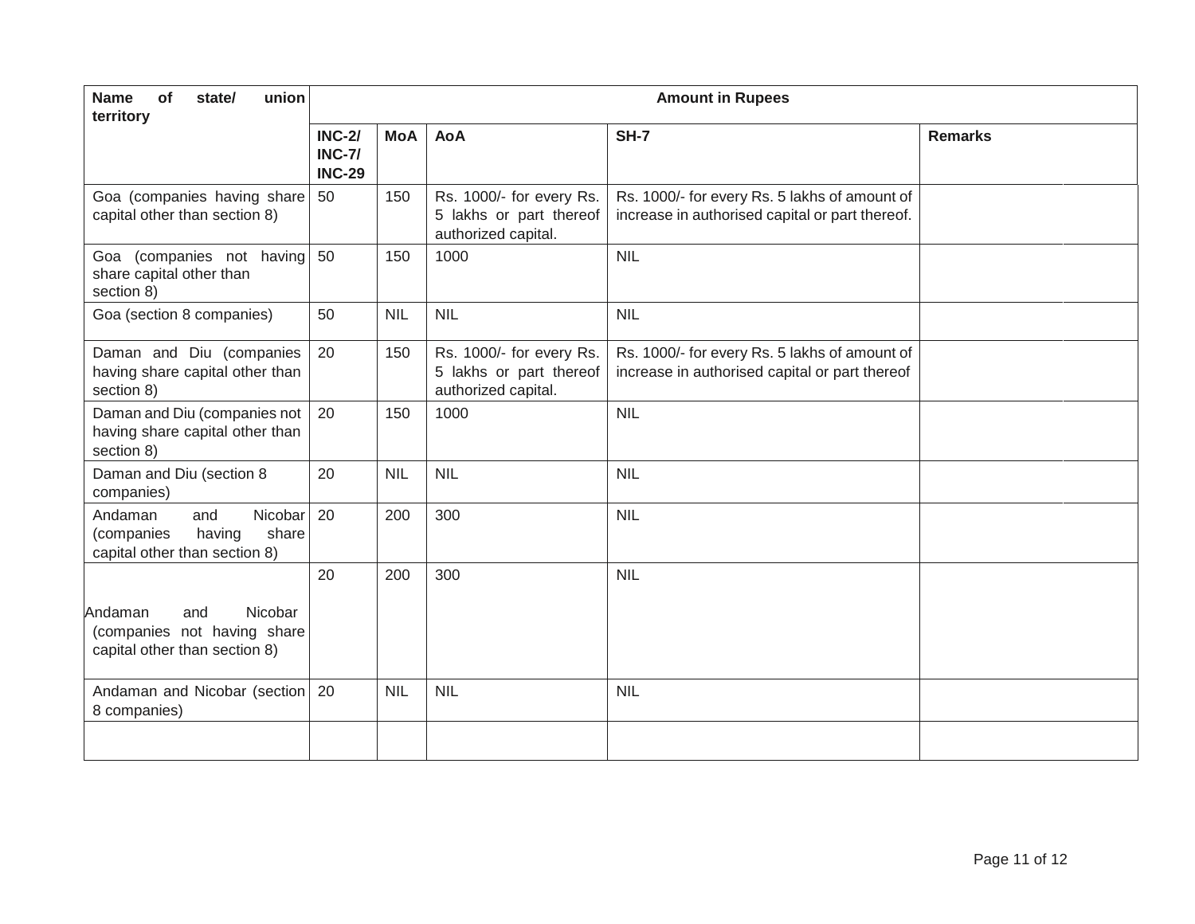| Name of state/ union territory | Amount in Rupees | | | | |
|---|---|---|---|---|---|
| | INC-2/ INC-7/ INC-29 | MoA | AoA | SH-7 | Remarks |
| Goa (companies having share capital other than section 8) | 50 | 150 | Rs. 1000/- for every Rs. 5 lakhs or part thereof authorized capital. | Rs. 1000/- for every Rs. 5 lakhs of amount of increase in authorised capital or part thereof. | |
| Goa (companies not having share capital other than section 8) | 50 | 150 | 1000 | NIL | |
| Goa (section 8 companies) | 50 | NIL | NIL | NIL | |
| Daman and Diu (companies having share capital other than section 8) | 20 | 150 | Rs. 1000/- for every Rs. 5 lakhs or part thereof authorized capital. | Rs. 1000/- for every Rs. 5 lakhs of amount of increase in authorised capital or part thereof | |
| Daman and Diu (companies not having share capital other than section 8) | 20 | 150 | 1000 | NIL | |
| Daman and Diu (section 8 companies) | 20 | NIL | NIL | NIL | |
| Andaman and Nicobar (companies having share capital other than section 8) | 20 | 200 | 300 | NIL | |
| Andaman and Nicobar (companies not having share capital other than section 8) | 20 | 200 | 300 | NIL | |
| Andaman and Nicobar (section 8 companies) | 20 | NIL | NIL | NIL | |
| | | | | | |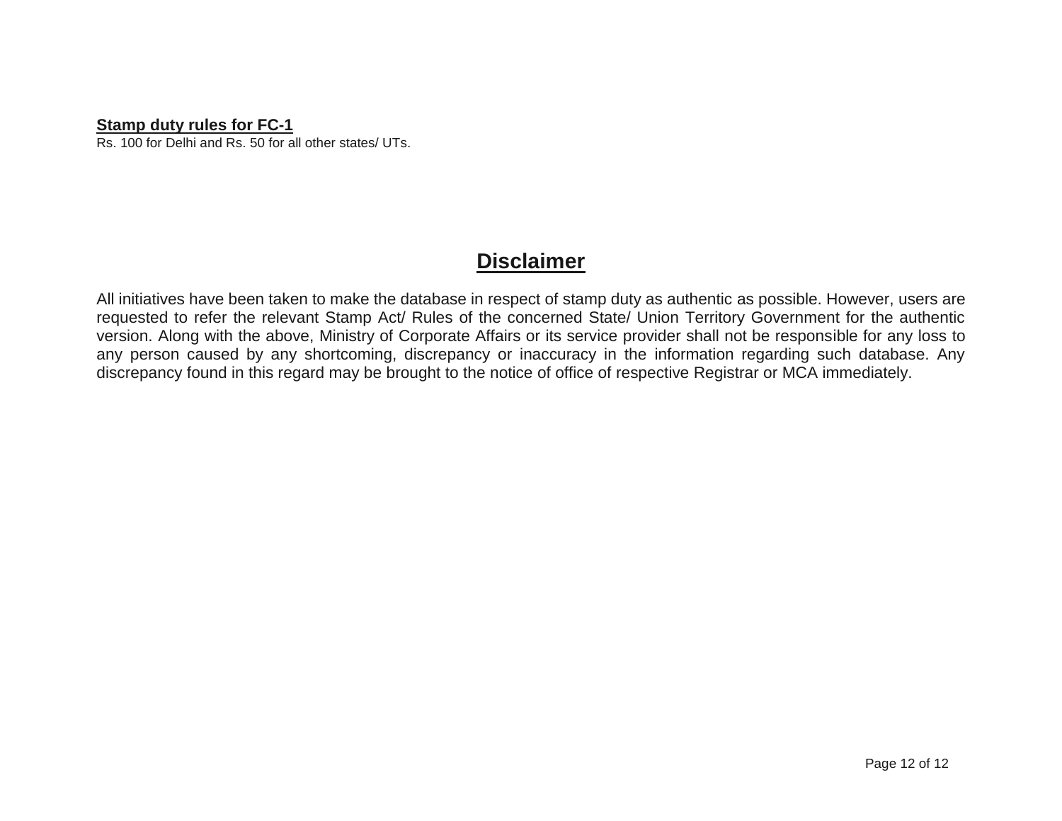**Stamp duty rules for FC-1**

Rs. 100 for Delhi and Rs. 50 for all other states/ UTs.

## Disclaimer

All initiatives have been taken to make the database in respect of stamp duty as authentic as possible. However, users are requested to refer the relevant Stamp Act/ Rules of the concerned State/ Union Territory Government for the authentic version. Along with the above, Ministry of Corporate Affairs or its service provider shall not be responsible for any loss to any person caused by any shortcoming, discrepancy or inaccuracy in the information regarding such database. Any discrepancy found in this regard may be brought to the notice of office of respective Registrar or MCA immediately.